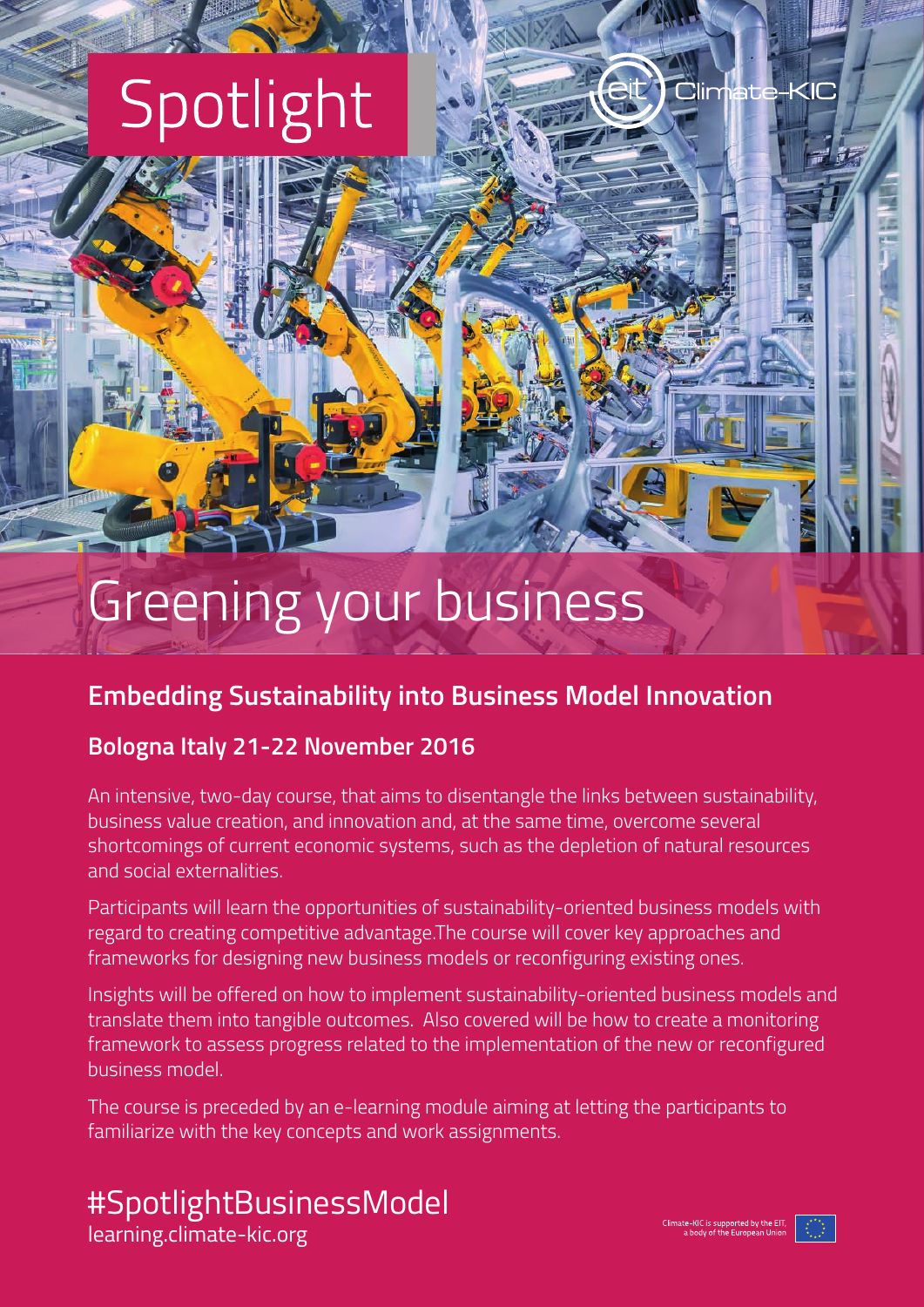# Spotlight

Climate-KIC

# Greening your business

## Embedding Sustainability into Business Model Innovation

### Bologna Italy 21-22 November 2016

An intensive, two-day course, that aims to disentangle the links between sustainability, business value creation, and innovation and, at the same time, overcome several shortcomings of current economic systems, such as the depletion of natural resources and social externalities.

Participants will learn the opportunities of sustainability-oriented business models with regard to creating competitive advantage.The course will cover key approaches and frameworks for designing new business models or reconfiguring existing ones.

Insights will be offered on how to implement sustainability-oriented business models and translate them into tangible outcomes.  Also covered will be how to create a monitoring framework to assess progress related to the implementation of the new or reconfigured business model.

The course is preceded by an e-learning module aiming at letting the participants to familiarize with the key concepts and work assignments.

#SpotlightBusinessModel
learning.climate-kic.org

Climate-KIC is supported by the EIT, a body of the European Union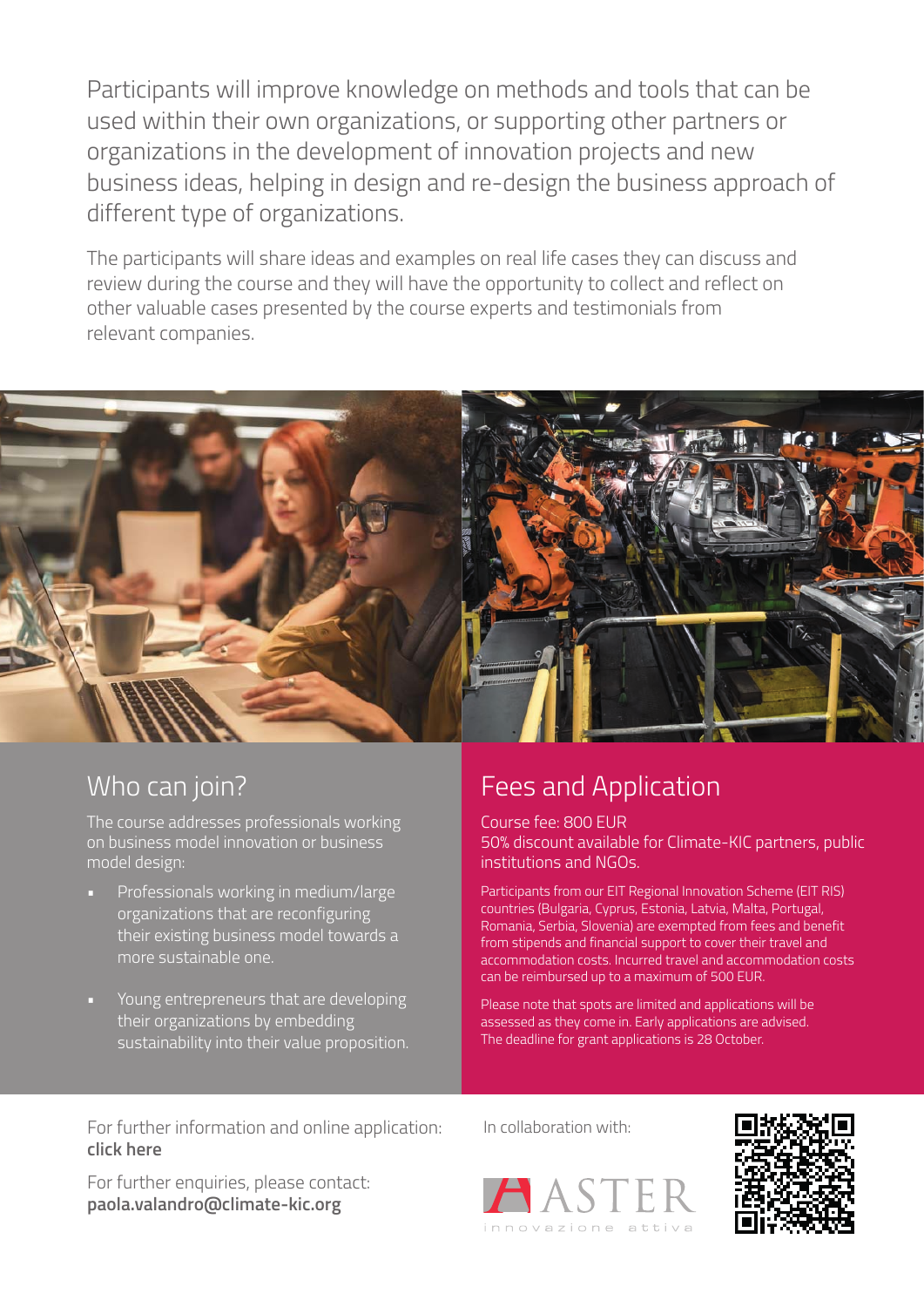Participants will improve knowledge on methods and tools that can be used within their own organizations, or supporting other partners or organizations in the development of innovation projects and new business ideas, helping in design and re-design the business approach of different type of organizations.

The participants will share ideas and examples on real life cases they can discuss and review during the course and they will have the opportunity to collect and reflect on other valuable cases presented by the course experts and testimonials from relevant companies.

## Who can join?

The course addresses professionals working on business model innovation or business model design:

- Professionals working in medium/large organizations that are reconfiguring their existing business model towards a more sustainable one.
- Young entrepreneurs that are developing their organizations by embedding sustainability into their value proposition.

## Fees and Application

Course fee: 800 EUR
50% discount available for Climate-KIC partners, public institutions and NGOs.

Participants from our EIT Regional Innovation Scheme (EIT RIS) countries (Bulgaria, Cyprus, Estonia, Latvia, Malta, Portugal, Romania, Serbia, Slovenia) are exempted from fees and benefit from stipends and financial support to cover their travel and accommodation costs. Incurred travel and accommodation costs can be reimbursed up to a maximum of 500 EUR.

Please note that spots are limited and applications will be assessed as they come in. Early applications are advised. The deadline for grant applications is 28 October.

For further information and online application: **click here**

For further enquiries, please contact: **paola.valandro@climate-kic.org**

In collaboration with:

ASTER innovazione attiva